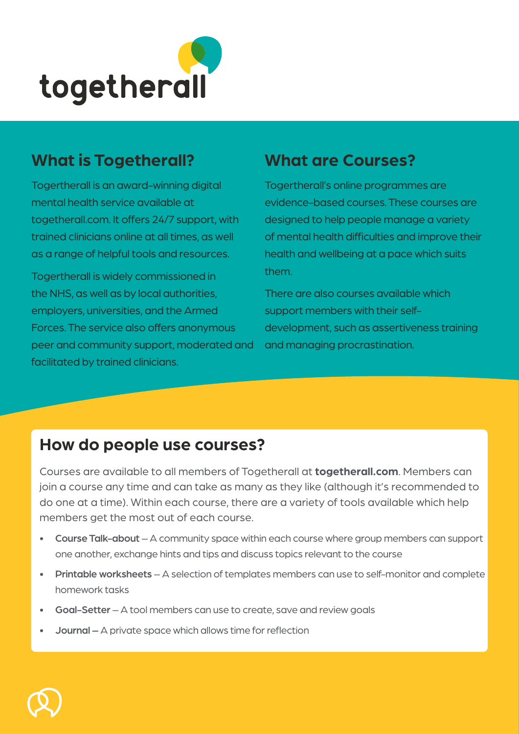# togetherall

## What is Togetherall?

Togertherall is an award-winning digital mental health service available at togetherall.com. It offers 24/7 support, with trained clinicians online at all times, as well as a range of helpful tools and resources.

Togertherall is widely commissioned in the NHS, as well as by local authorities, employers, universities, and the Armed Forces. The service also offers anonymous peer and community support, moderated and facilitated by trained clinicians.

## What are Courses?

Togertherall's online programmes are evidence-based courses. These courses are designed to help people manage a variety of mental health difficulties and improve their health and wellbeing at a pace which suits them.

There are also courses available which support members with their self-development, such as assertiveness training and managing procrastination.

## How do people use courses?

Courses are available to all members of Togetherall at **togetherall.com**. Members can join a course any time and can take as many as they like (although it's recommended to do one at a time). Within each course, there are a variety of tools available which help members get the most out of each course.

- **Course Talk-about** – A community space within each course where group members can support one another, exchange hints and tips and discuss topics relevant to the course
- **Printable worksheets** – A selection of templates members can use to self-monitor and complete homework tasks
- **Goal-Setter** – A tool members can use to create, save and review goals
- **Journal** – A private space which allows time for reflection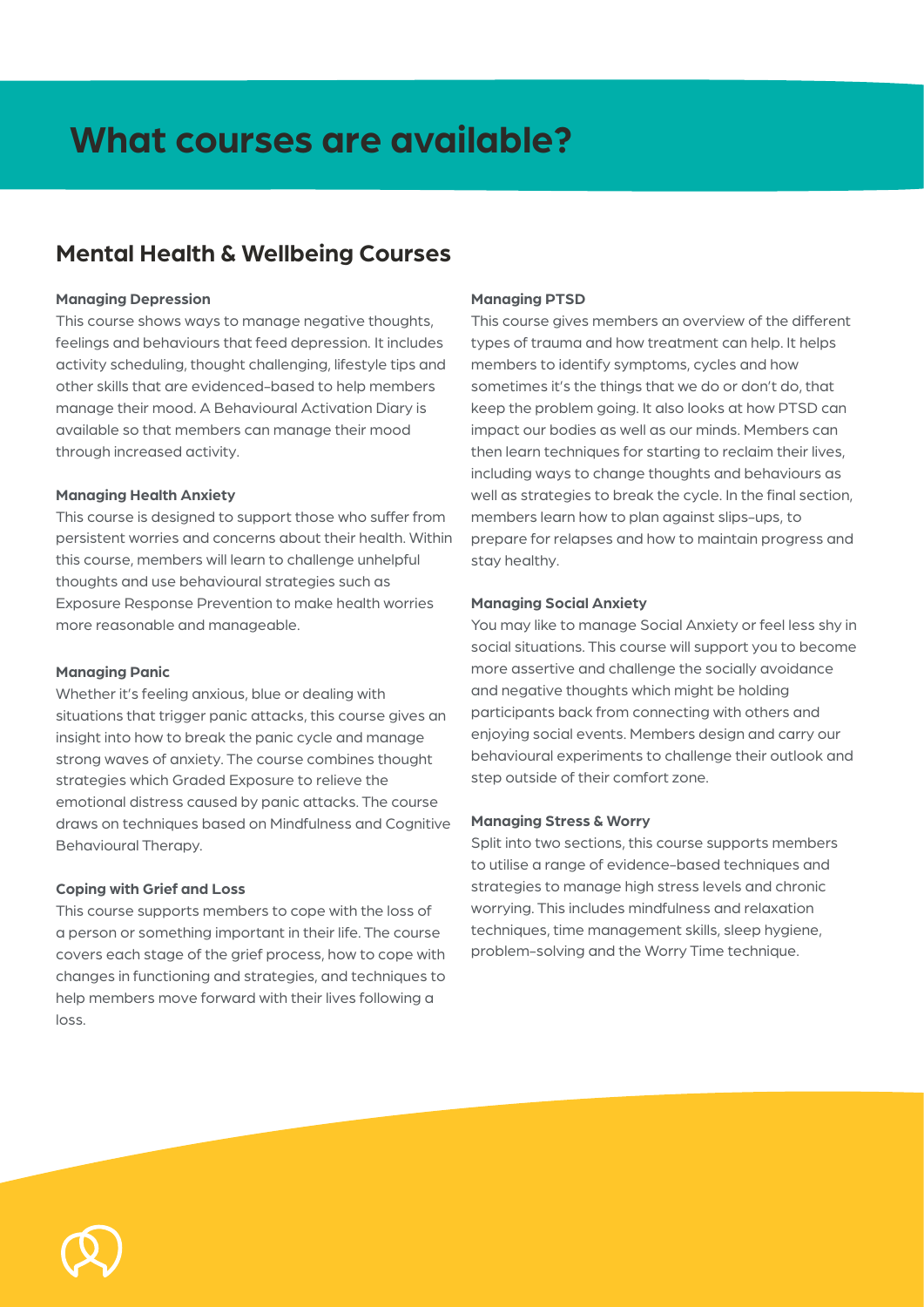# What courses are available?

## Mental Health & Wellbeing Courses

### Managing Depression

This course shows ways to manage negative thoughts, feelings and behaviours that feed depression. It includes activity scheduling, thought challenging, lifestyle tips and other skills that are evidenced-based to help members manage their mood. A Behavioural Activation Diary is available so that members can manage their mood through increased activity.

### Managing Health Anxiety

This course is designed to support those who suffer from persistent worries and concerns about their health. Within this course, members will learn to challenge unhelpful thoughts and use behavioural strategies such as Exposure Response Prevention to make health worries more reasonable and manageable.

### Managing Panic

Whether it's feeling anxious, blue or dealing with situations that trigger panic attacks, this course gives an insight into how to break the panic cycle and manage strong waves of anxiety. The course combines thought strategies which Graded Exposure to relieve the emotional distress caused by panic attacks. The course draws on techniques based on Mindfulness and Cognitive Behavioural Therapy.

### Coping with Grief and Loss

This course supports members to cope with the loss of a person or something important in their life. The course covers each stage of the grief process, how to cope with changes in functioning and strategies, and techniques to help members move forward with their lives following a loss.

### Managing PTSD

This course gives members an overview of the different types of trauma and how treatment can help. It helps members to identify symptoms, cycles and how sometimes it's the things that we do or don't do, that keep the problem going. It also looks at how PTSD can impact our bodies as well as our minds. Members can then learn techniques for starting to reclaim their lives, including ways to change thoughts and behaviours as well as strategies to break the cycle. In the final section, members learn how to plan against slips-ups, to prepare for relapses and how to maintain progress and stay healthy.

### Managing Social Anxiety

You may like to manage Social Anxiety or feel less shy in social situations. This course will support you to become more assertive and challenge the socially avoidance and negative thoughts which might be holding participants back from connecting with others and enjoying social events. Members design and carry our behavioural experiments to challenge their outlook and step outside of their comfort zone.

### Managing Stress & Worry

Split into two sections, this course supports members to utilise a range of evidence-based techniques and strategies to manage high stress levels and chronic worrying. This includes mindfulness and relaxation techniques, time management skills, sleep hygiene, problem-solving and the Worry Time technique.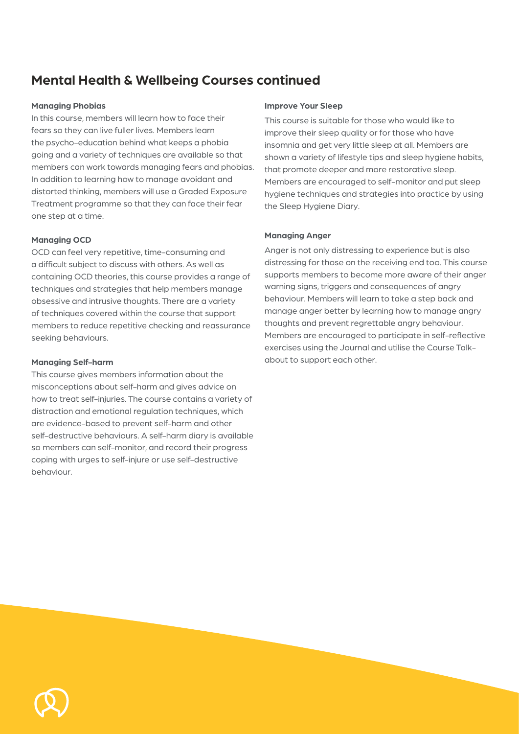## Mental Health & Wellbeing Courses continued

**Managing Phobias**

In this course, members will learn how to face their fears so they can live fuller lives. Members learn the psycho-education behind what keeps a phobia going and a variety of techniques are available so that members can work towards managing fears and phobias. In addition to learning how to manage avoidant and distorted thinking, members will use a Graded Exposure Treatment programme so that they can face their fear one step at a time.

**Managing OCD**

OCD can feel very repetitive, time-consuming and a difficult subject to discuss with others. As well as containing OCD theories, this course provides a range of techniques and strategies that help members manage obsessive and intrusive thoughts. There are a variety of techniques covered within the course that support members to reduce repetitive checking and reassurance seeking behaviours.

**Managing Self-harm**

This course gives members information about the misconceptions about self-harm and gives advice on how to treat self-injuries. The course contains a variety of distraction and emotional regulation techniques, which are evidence-based to prevent self-harm and other self-destructive behaviours. A self-harm diary is available so members can self-monitor, and record their progress coping with urges to self-injure or use self-destructive behaviour.

**Improve Your Sleep**

This course is suitable for those who would like to improve their sleep quality or for those who have insomnia and get very little sleep at all. Members are shown a variety of lifestyle tips and sleep hygiene habits, that promote deeper and more restorative sleep. Members are encouraged to self-monitor and put sleep hygiene techniques and strategies into practice by using the Sleep Hygiene Diary.

**Managing Anger**

Anger is not only distressing to experience but is also distressing for those on the receiving end too. This course supports members to become more aware of their anger warning signs, triggers and consequences of angry behaviour. Members will learn to take a step back and manage anger better by learning how to manage angry thoughts and prevent regrettable angry behaviour. Members are encouraged to participate in self-reflective exercises using the Journal and utilise the Course Talk-about to support each other.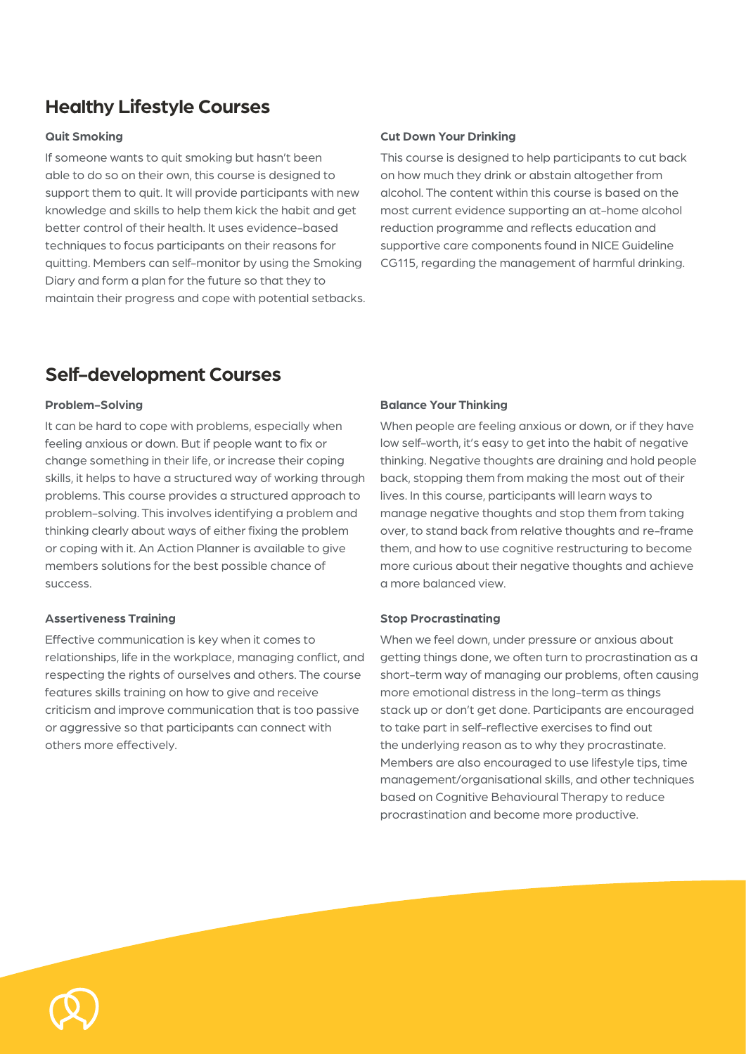## Healthy Lifestyle Courses

### Quit Smoking

If someone wants to quit smoking but hasn't been able to do so on their own, this course is designed to support them to quit. It will provide participants with new knowledge and skills to help them kick the habit and get better control of their health. It uses evidence-based techniques to focus participants on their reasons for quitting. Members can self-monitor by using the Smoking Diary and form a plan for the future so that they to maintain their progress and cope with potential setbacks.

### Cut Down Your Drinking

This course is designed to help participants to cut back on how much they drink or abstain altogether from alcohol. The content within this course is based on the most current evidence supporting an at-home alcohol reduction programme and reflects education and supportive care components found in NICE Guideline CG115, regarding the management of harmful drinking.

## Self-development Courses

### Problem-Solving

It can be hard to cope with problems, especially when feeling anxious or down. But if people want to fix or change something in their life, or increase their coping skills, it helps to have a structured way of working through problems. This course provides a structured approach to problem-solving. This involves identifying a problem and thinking clearly about ways of either fixing the problem or coping with it. An Action Planner is available to give members solutions for the best possible chance of success.

### Assertiveness Training

Effective communication is key when it comes to relationships, life in the workplace, managing conflict, and respecting the rights of ourselves and others. The course features skills training on how to give and receive criticism and improve communication that is too passive or aggressive so that participants can connect with others more effectively.

### Balance Your Thinking

When people are feeling anxious or down, or if they have low self-worth, it's easy to get into the habit of negative thinking. Negative thoughts are draining and hold people back, stopping them from making the most out of their lives. In this course, participants will learn ways to manage negative thoughts and stop them from taking over, to stand back from relative thoughts and re-frame them, and how to use cognitive restructuring to become more curious about their negative thoughts and achieve a more balanced view.

### Stop Procrastinating

When we feel down, under pressure or anxious about getting things done, we often turn to procrastination as a short-term way of managing our problems, often causing more emotional distress in the long-term as things stack up or don't get done. Participants are encouraged to take part in self-reflective exercises to find out the underlying reason as to why they procrastinate. Members are also encouraged to use lifestyle tips, time management/organisational skills, and other techniques based on Cognitive Behavioural Therapy to reduce procrastination and become more productive.